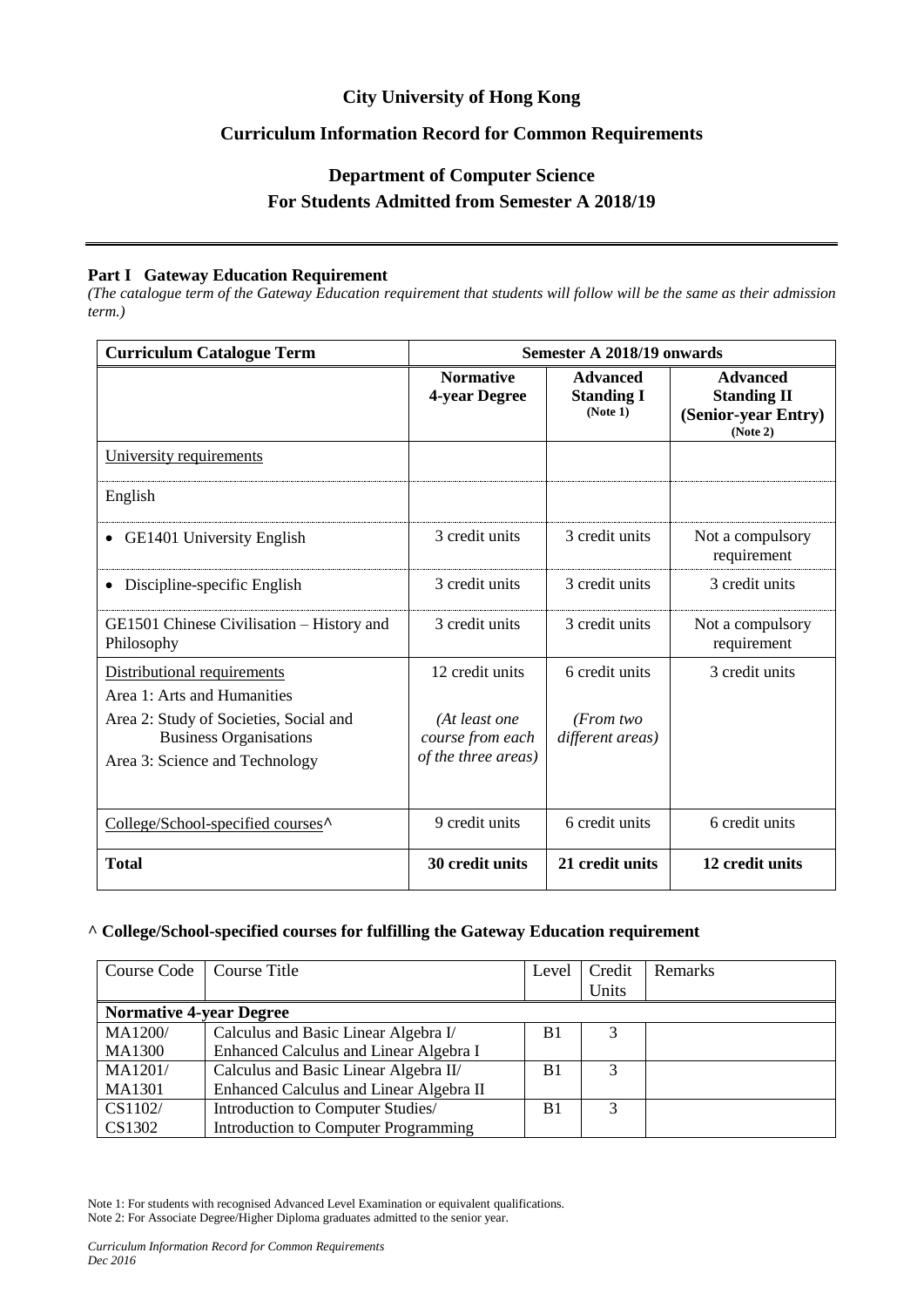# City University of Hong Kong

## Curriculum Information Record for Common Requirements

## Department of Computer Science
## For Students Admitted from Semester A 2018/19

---

### Part I Gateway Education Requirement

*(The catalogue term of the Gateway Education requirement that students will follow will be the same as their admission term.)*

| Curriculum Catalogue Term | Semester A 2018/19 onwards | | |
|---|---|---|---|
| | **Normative 4-year Degree** | **Advanced Standing I (Note 1)** | **Advanced Standing II (Senior-year Entry) (Note 2)** |
| University requirements | | | |
| English | | | |
| • GE1401 University English | 3 credit units | 3 credit units | Not a compulsory requirement |
| • Discipline-specific English | 3 credit units | 3 credit units | 3 credit units |
| GE1501 Chinese Civilisation – History and Philosophy | 3 credit units | 3 credit units | Not a compulsory requirement |
| Distributional requirements<br>Area 1: Arts and Humanities<br>Area 2: Study of Societies, Social and Business Organisations<br>Area 3: Science and Technology | 12 credit units<br><br>*(At least one course from each of the three areas)* | 6 credit units<br><br>*(From two different areas)* | 3 credit units |
| College/School-specified courses^ | 9 credit units | 6 credit units | 6 credit units |
| **Total** | **30 credit units** | **21 credit units** | **12 credit units** |

#### ^ College/School-specified courses for fulfilling the Gateway Education requirement

| Course Code | Course Title | Level | Credit Units | Remarks |
|---|---|---|---|---|
| **Normative 4-year Degree** | | | | |
| MA1200/ MA1300 | Calculus and Basic Linear Algebra I/ Enhanced Calculus and Linear Algebra I | B1 | 3 | |
| MA1201/ MA1301 | Calculus and Basic Linear Algebra II/ Enhanced Calculus and Linear Algebra II | B1 | 3 | |
| CS1102/ CS1302 | Introduction to Computer Studies/ Introduction to Computer Programming | B1 | 3 | |

Note 1: For students with recognised Advanced Level Examination or equivalent qualifications.
Note 2: For Associate Degree/Higher Diploma graduates admitted to the senior year.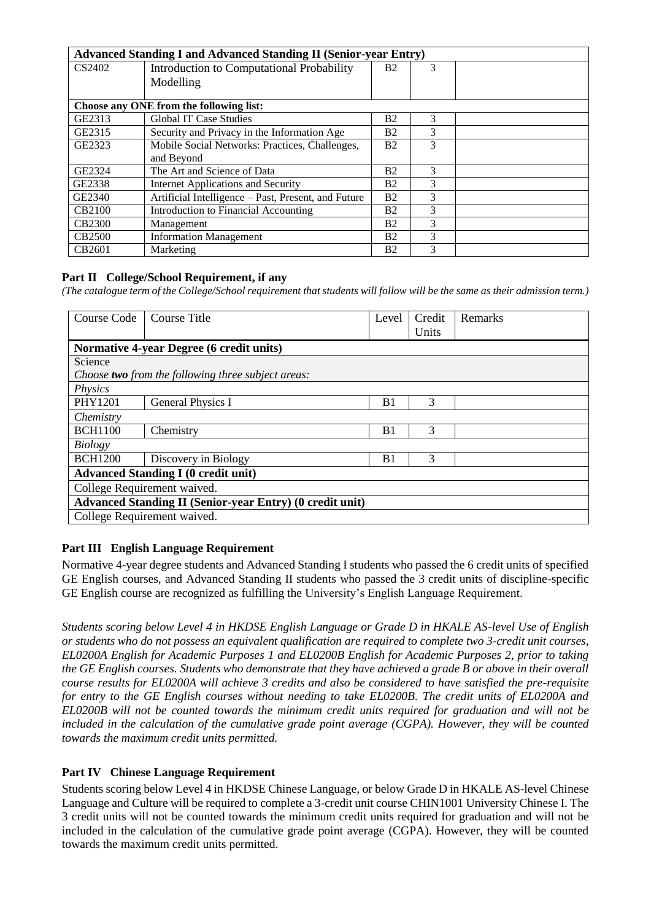| Advanced Standing I and Advanced Standing II (Senior-year Entry) | | | | |
|---|---|---|---|---|
| CS2402 | Introduction to Computational Probability Modelling | B2 | 3 | |
| **Choose any ONE from the following list:** | | | | |
| GE2313 | Global IT Case Studies | B2 | 3 | |
| GE2315 | Security and Privacy in the Information Age | B2 | 3 | |
| GE2323 | Mobile Social Networks: Practices, Challenges, and Beyond | B2 | 3 | |
| GE2324 | The Art and Science of Data | B2 | 3 | |
| GE2338 | Internet Applications and Security | B2 | 3 | |
| GE2340 | Artificial Intelligence – Past, Present, and Future | B2 | 3 | |
| CB2100 | Introduction to Financial Accounting | B2 | 3 | |
| CB2300 | Management | B2 | 3 | |
| CB2500 | Information Management | B2 | 3 | |
| CB2601 | Marketing | B2 | 3 | |

### Part II College/School Requirement, if any

*(The catalogue term of the College/School requirement that students will follow will be the same as their admission term.)*

| Course Code | Course Title | Level | Credit Units | Remarks |
|---|---|---|---|---|
| **Normative 4-year Degree (6 credit units)** | | | | |
| Science<br>*Choose **two** from the following three subject areas:* | | | | |
| *Physics* | | | | |
| PHY1201 | General Physics I | B1 | 3 | |
| *Chemistry* | | | | |
| BCH1100 | Chemistry | B1 | 3 | |
| *Biology* | | | | |
| BCH1200 | Discovery in Biology | B1 | 3 | |
| **Advanced Standing I (0 credit unit)** | | | | |
| College Requirement waived. | | | | |
| **Advanced Standing II (Senior-year Entry) (0 credit unit)** | | | | |
| College Requirement waived. | | | | |

### Part III English Language Requirement

Normative 4-year degree students and Advanced Standing I students who passed the 6 credit units of specified GE English courses, and Advanced Standing II students who passed the 3 credit units of discipline-specific GE English course are recognized as fulfilling the University's English Language Requirement.

*Students scoring below Level 4 in HKDSE English Language or Grade D in HKALE AS-level Use of English or students who do not possess an equivalent qualification are required to complete two 3-credit unit courses, EL0200A English for Academic Purposes 1 and EL0200B English for Academic Purposes 2, prior to taking the GE English courses. Students who demonstrate that they have achieved a grade B or above in their overall course results for EL0200A will achieve 3 credits and also be considered to have satisfied the pre-requisite for entry to the GE English courses without needing to take EL0200B. The credit units of EL0200A and EL0200B will not be counted towards the minimum credit units required for graduation and will not be included in the calculation of the cumulative grade point average (CGPA). However, they will be counted towards the maximum credit units permitted.*

### Part IV Chinese Language Requirement

Students scoring below Level 4 in HKDSE Chinese Language, or below Grade D in HKALE AS-level Chinese Language and Culture will be required to complete a 3-credit unit course CHIN1001 University Chinese I. The 3 credit units will not be counted towards the minimum credit units required for graduation and will not be included in the calculation of the cumulative grade point average (CGPA). However, they will be counted towards the maximum credit units permitted.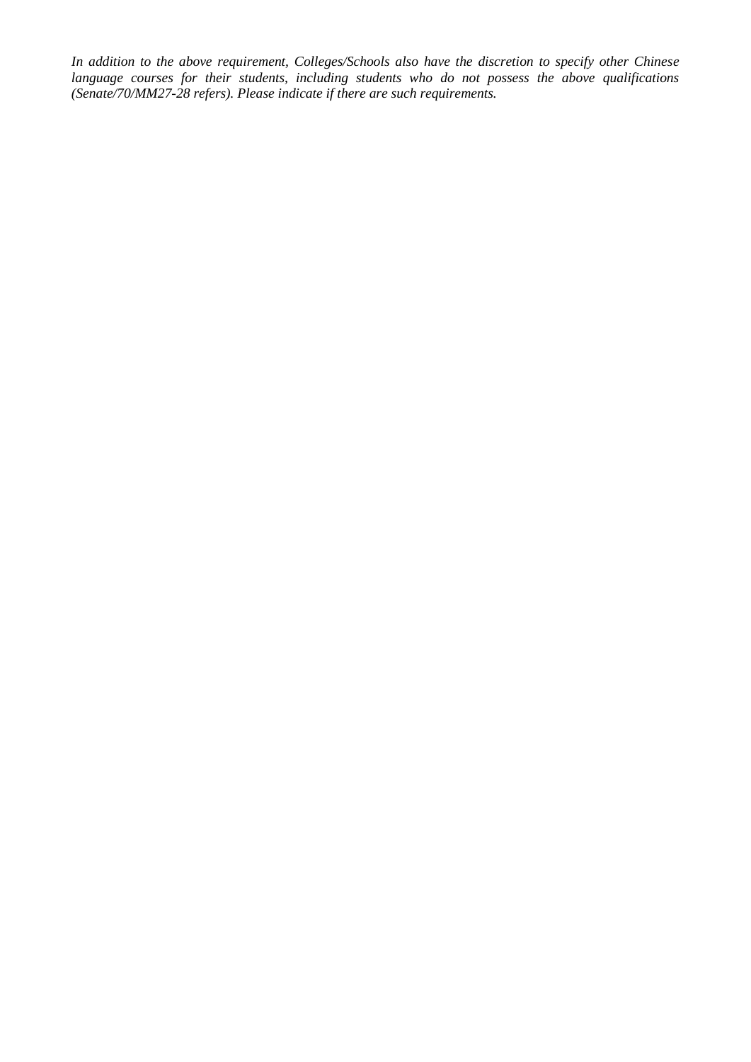*In addition to the above requirement, Colleges/Schools also have the discretion to specify other Chinese language courses for their students, including students who do not possess the above qualifications (Senate/70/MM27-28 refers). Please indicate if there are such requirements.*